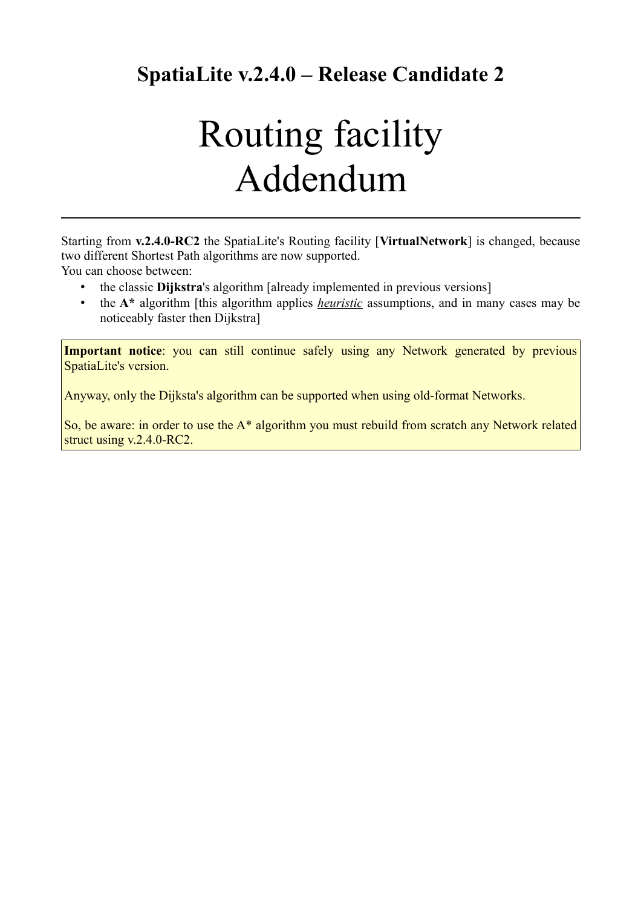## SpatiaLite v.2.4.0 – Release Candidate 2

# Routing facility Addendum

---

Starting from **v.2.4.0-RC2** the SpatiaLite's Routing facility [**VirtualNetwork**] is changed, because two different Shortest Path algorithms are now supported.
You can choose between:

- the classic **Dijkstra**'s algorithm [already implemented in previous versions]
- the **A*** algorithm [this algorithm applies ***heuristic*** assumptions, and in many cases may be noticeably faster then Dijkstra]

**Important notice**: you can still continue safely using any Network generated by previous SpatiaLite's version.

Anyway, only the Dijksta's algorithm can be supported when using old-format Networks.

So, be aware: in order to use the A* algorithm you must rebuild from scratch any Network related struct using v.2.4.0-RC2.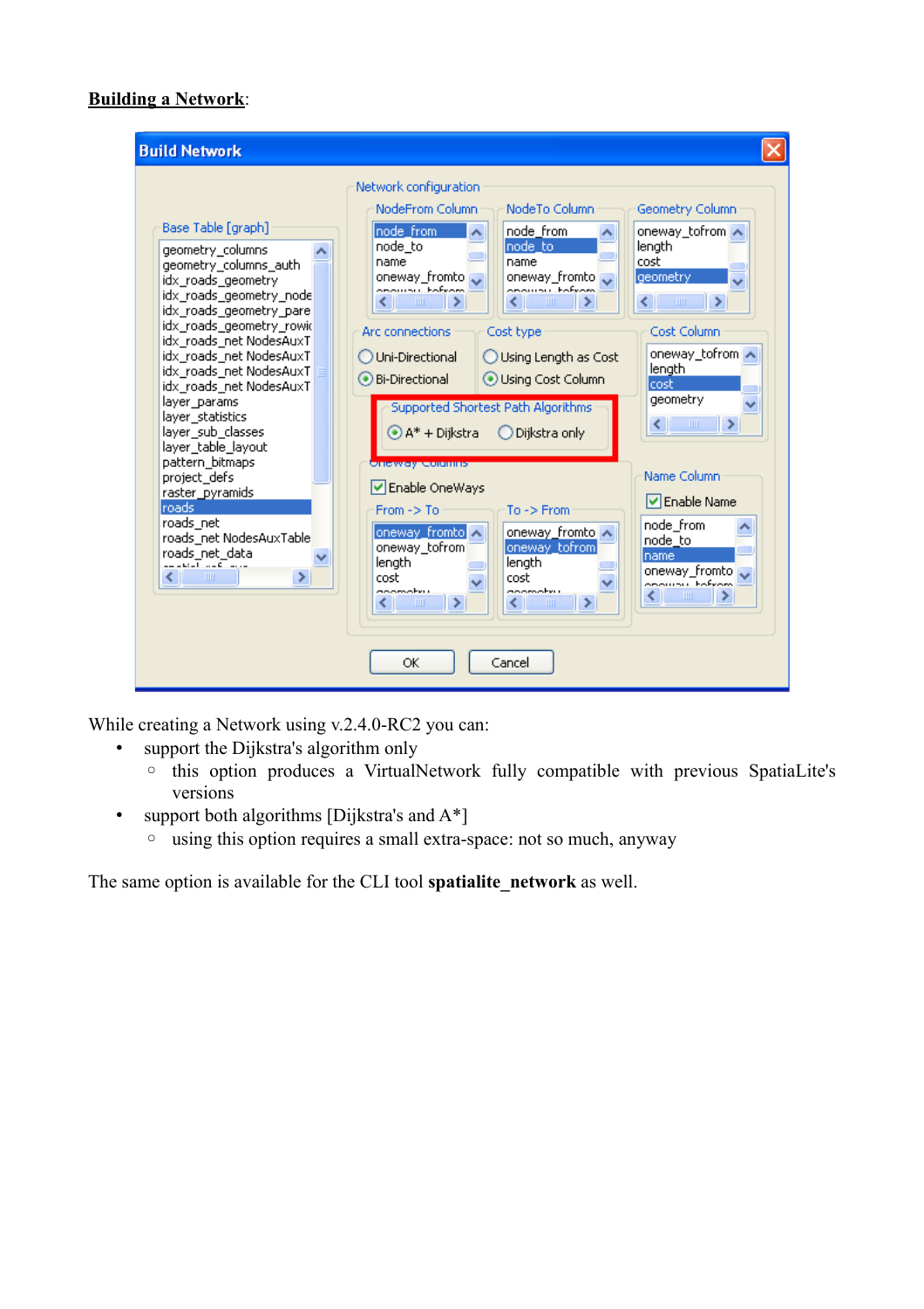**Building a Network**:

While creating a Network using v.2.4.0-RC2 you can:

- support the Dijkstra's algorithm only
  - this option produces a VirtualNetwork fully compatible with previous SpatiaLite's versions
- support both algorithms [Dijkstra's and A*]
  - using this option requires a small extra-space: not so much, anyway

The same option is available for the CLI tool **spatialite_network** as well.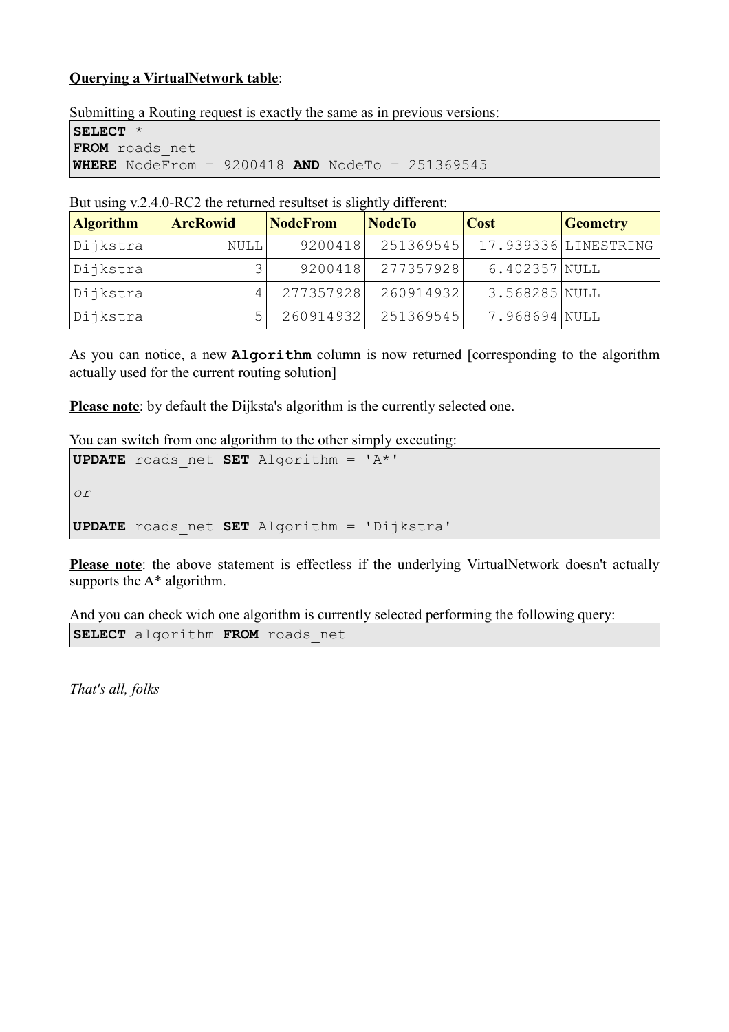**Querying a VirtualNetwork table**:

Submitting a Routing request is exactly the same as in previous versions:

```
SELECT *
FROM roads_net
WHERE NodeFrom = 9200418 AND NodeTo = 251369545
```

But using v.2.4.0-RC2 the returned resultset is slightly different:

| Algorithm | ArcRowid | NodeFrom | NodeTo | Cost | Geometry |
|---|---|---|---|---|---|
| Dijkstra | NULL | 9200418 | 251369545 | 17.939336 | LINESTRING |
| Dijkstra | 3 | 9200418 | 277357928 | 6.402357 | NULL |
| Dijkstra | 4 | 277357928 | 260914932 | 3.568285 | NULL |
| Dijkstra | 5 | 260914932 | 251369545 | 7.968694 | NULL |

As you can notice, a new **Algorithm** column is now returned [corresponding to the algorithm actually used for the current routing solution]

**Please note**: by default the Dijksta's algorithm is the currently selected one.

You can switch from one algorithm to the other simply executing:

```
UPDATE roads_net SET Algorithm = 'A*'

or

UPDATE roads_net SET Algorithm = 'Dijkstra'
```

**Please note**: the above statement is effectless if the underlying VirtualNetwork doesn't actually supports the A* algorithm.

And you can check wich one algorithm is currently selected performing the following query:

```
SELECT algorithm FROM roads_net
```

*That's all, folks*